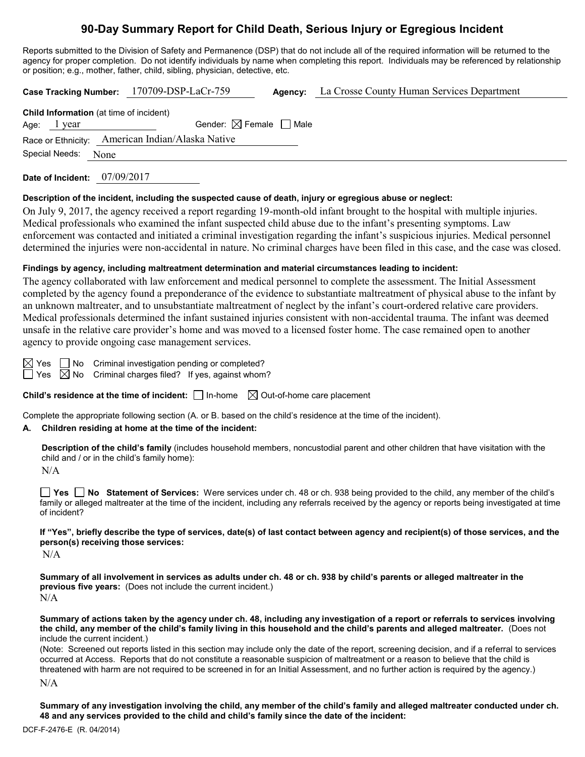# 90-Day Summary Report for Child Death, Serious Injury or Egregious Incident

Reports submitted to the Division of Safety and Permanence (DSP) that do not include all of the required information will be returned to the agency for proper completion. Do not identify individuals by name when completing this report. Individuals may be referenced by relationship or position; e.g., mother, father, child, sibling, physician, detective, etc.

**Case Tracking Number:** 170709-DSP-LaCr-759 **Agency:** La Crosse County Human Services Department

**Child Information** (at time of incident)

Age: 1 year Gender: ☒ Female ☐ Male

Race or Ethnicity: American Indian/Alaska Native

Special Needs: None

**Date of Incident:** 07/09/2017

**Description of the incident, including the suspected cause of death, injury or egregious abuse or neglect:**

On July 9, 2017, the agency received a report regarding 19-month-old infant brought to the hospital with multiple injuries. Medical professionals who examined the infant suspected child abuse due to the infant's presenting symptoms. Law enforcement was contacted and initiated a criminal investigation regarding the infant's suspicious injuries. Medical personnel determined the injuries were non-accidental in nature. No criminal charges have been filed in this case, and the case was closed.

**Findings by agency, including maltreatment determination and material circumstances leading to incident:**

The agency collaborated with law enforcement and medical personnel to complete the assessment. The Initial Assessment completed by the agency found a preponderance of the evidence to substantiate maltreatment of physical abuse to the infant by an unknown maltreater, and to unsubstantiate maltreatment of neglect by the infant's court-ordered relative care providers. Medical professionals determined the infant sustained injuries consistent with non-accidental trauma. The infant was deemed unsafe in the relative care provider's home and was moved to a licensed foster home. The case remained open to another agency to provide ongoing case management services.

☒ Yes ☐ No Criminal investigation pending or completed?

☐ Yes ☒ No Criminal charges filed? If yes, against whom?

**Child's residence at the time of incident:** ☐ In-home ☒ Out-of-home care placement

Complete the appropriate following section (A. or B. based on the child's residence at the time of the incident).

**A. Children residing at home at the time of the incident:**

**Description of the child's family** (includes household members, noncustodial parent and other children that have visitation with the child and / or in the child's family home):

N/A

☐ **Yes** ☐ **No Statement of Services:** Were services under ch. 48 or ch. 938 being provided to the child, any member of the child's family or alleged maltreater at the time of the incident, including any referrals received by the agency or reports being investigated at time of incident?

**If "Yes", briefly describe the type of services, date(s) of last contact between agency and recipient(s) of those services, and the person(s) receiving those services:**

N/A

**Summary of all involvement in services as adults under ch. 48 or ch. 938 by child's parents or alleged maltreater in the previous five years:** (Does not include the current incident.)

N/A

**Summary of actions taken by the agency under ch. 48, including any investigation of a report or referrals to services involving the child, any member of the child's family living in this household and the child's parents and alleged maltreater.** (Does not include the current incident.)

(Note: Screened out reports listed in this section may include only the date of the report, screening decision, and if a referral to services occurred at Access. Reports that do not constitute a reasonable suspicion of maltreatment or a reason to believe that the child is threatened with harm are not required to be screened in for an Initial Assessment, and no further action is required by the agency.)

N/A

**Summary of any investigation involving the child, any member of the child's family and alleged maltreater conducted under ch. 48 and any services provided to the child and child's family since the date of the incident:**

DCF-F-2476-E (R. 04/2014)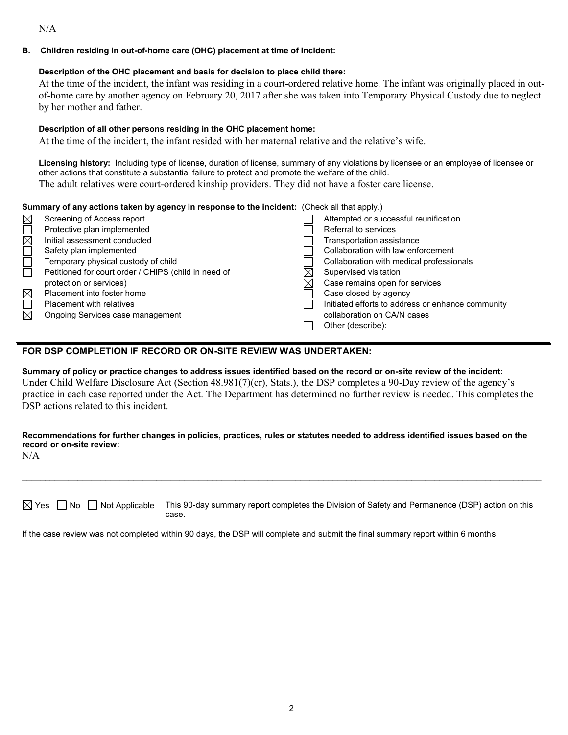N/A

**B. Children residing in out-of-home care (OHC) placement at time of incident:**

**Description of the OHC placement and basis for decision to place child there:**

At the time of the incident, the infant was residing in a court-ordered relative home. The infant was originally placed in out-of-home care by another agency on February 20, 2017 after she was taken into Temporary Physical Custody due to neglect by her mother and father.

**Description of all other persons residing in the OHC placement home:**

At the time of the incident, the infant resided with her maternal relative and the relative's wife.

**Licensing history:** Including type of license, duration of license, summary of any violations by licensee or an employee of licensee or other actions that constitute a substantial failure to protect and promote the welfare of the child.

The adult relatives were court-ordered kinship providers. They did not have a foster care license.

**Summary of any actions taken by agency in response to the incident:** (Check all that apply.)

- ☒ Screening of Access report
- ☐ Protective plan implemented
- ☒ Initial assessment conducted
- ☐ Safety plan implemented
- ☐ Temporary physical custody of child
- ☐ Petitioned for court order / CHIPS (child in need of protection or services)
- ☒ Placement into foster home
- ☐ Placement with relatives
- ☒ Ongoing Services case management
- ☐ Attempted or successful reunification
- ☐ Referral to services
- ☐ Transportation assistance
- ☐ Collaboration with law enforcement
- ☐ Collaboration with medical professionals
- ☒ Supervised visitation
- ☒ Case remains open for services
- ☐ Case closed by agency
- ☐ Initiated efforts to address or enhance community collaboration on CA/N cases
- ☐ Other (describe):

---

## FOR DSP COMPLETION IF RECORD OR ON-SITE REVIEW WAS UNDERTAKEN:

**Summary of policy or practice changes to address issues identified based on the record or on-site review of the incident:**

Under Child Welfare Disclosure Act (Section 48.981(7)(cr), Stats.), the DSP completes a 90-Day review of the agency's practice in each case reported under the Act. The Department has determined no further review is needed. This completes the DSP actions related to this incident.

**Recommendations for further changes in policies, practices, rules or statutes needed to address identified issues based on the record or on-site review:**

N/A

---

☒ Yes ☐ No ☐ Not Applicable This 90-day summary report completes the Division of Safety and Permanence (DSP) action on this case.

If the case review was not completed within 90 days, the DSP will complete and submit the final summary report within 6 months.